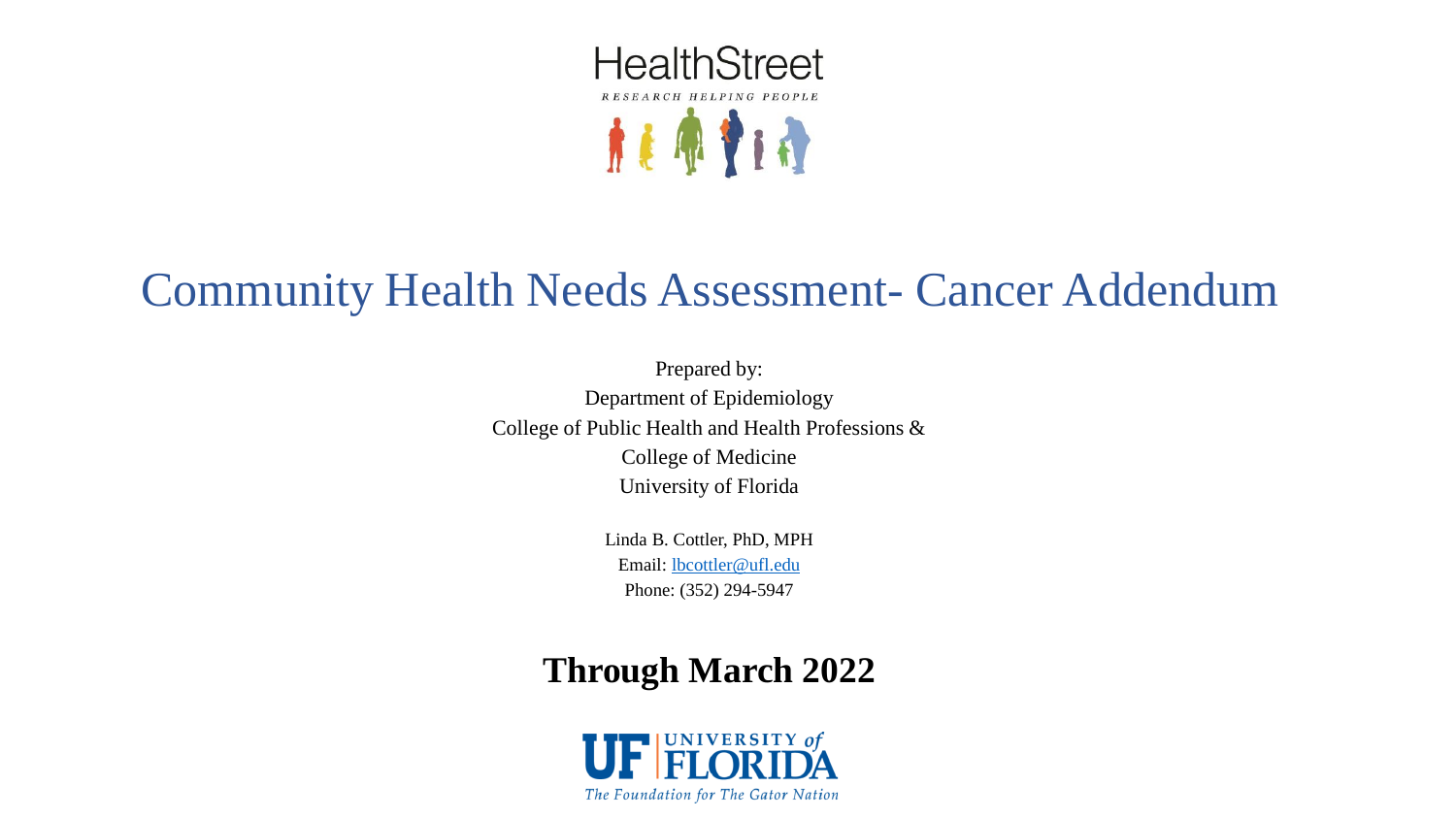HealthStreet

*RESEARCH HELPING PEOPLE*

# Community Health Needs Assessment- Cancer Addendum

Prepared by:
Department of Epidemiology
College of Public Health and Health Professions &
College of Medicine
University of Florida

Linda B. Cottler, PhD, MPH
Email: lbcottler@ufl.edu
Phone: (352) 294-5947

**Through March 2022**

UF UNIVERSITY of FLORIDA
*The Foundation for The Gator Nation*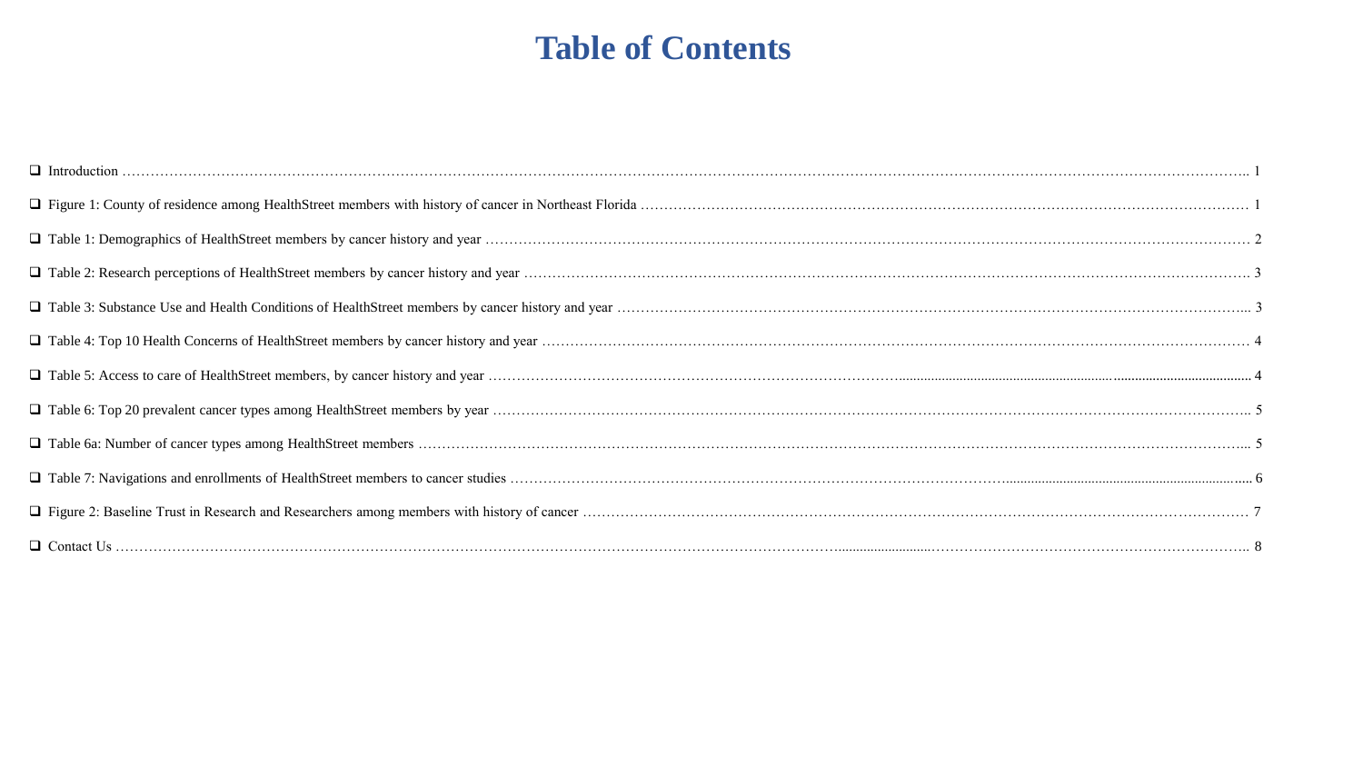# Table of Contents

- ❑ Introduction …………………………………………………………………………………………………………………………………………………………………………………….. 1
- ❑ Figure 1: County of residence among HealthStreet members with history of cancer in Northeast Florida ……………………………………………………………………………………………………… 1
- ❑ Table 1: Demographics of HealthStreet members by cancer history and year ………………………………………………………………………………………………………………………………… 2
- ❑ Table 2: Research perceptions of HealthStreet members by cancer history and year ………………………………………………………………………………………………………………………… 3
- ❑ Table 3: Substance Use and Health Conditions of HealthStreet members by cancer history and year ………………………………………………………………………………………………………... 3
- ❑ Table 4: Top 10 Health Concerns of HealthStreet members by cancer history and year ……………………………………………………………………………………………………………………… 4
- ❑ Table 5: Access to care of HealthStreet members, by cancer history and year ……………………………………………………………………………………………………………………………… 4
- ❑ Table 6: Top 20 prevalent cancer types among HealthStreet members by year ……………………………………………………………………………………………………………………………….. 5
- ❑ Table 6a: Number of cancer types among HealthStreet members …………………………………………………………………………………………………………………………………………... 5
- ❑ Table 7: Navigations and enrollments of HealthStreet members to cancer studies …………………………………………………………………………………………………………………………. 6
- ❑ Figure 2: Baseline Trust in Research and Researchers among members with history of cancer ……………………………………………………………………………………………………………… 7
- ❑ Contact Us …………………………………………………………………………………………………………………………………………………………………………………….. 8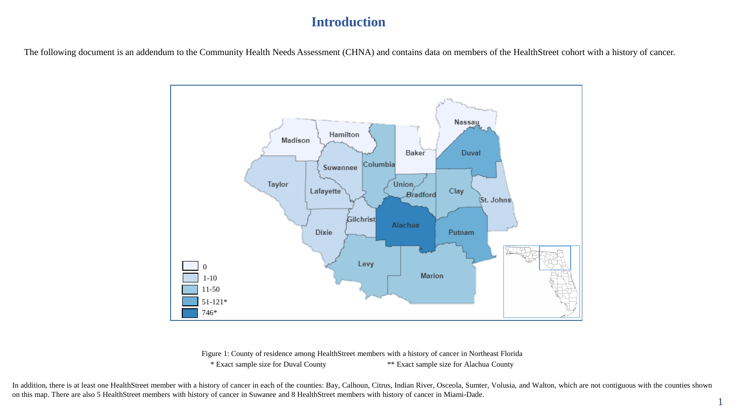# Introduction

The following document is an addendum to the Community Health Needs Assessment (CHNA) and contains data on members of the HealthStreet cohort with a history of cancer.

Figure 1: County of residence among HealthStreet members with a history of cancer in Northeast Florida

\* Exact sample size for Duval County ** Exact sample size for Alachua County

In addition, there is at least one HealthStreet member with a history of cancer in each of the counties: Bay, Calhoun, Citrus, Indian River, Osceola, Sumter, Volusia, and Walton, which are not contiguous with the counties shown on this map. There are also 5 HealthStreet members with history of cancer in Suwanee and 8 HealthStreet members with history of cancer in Miami-Dade.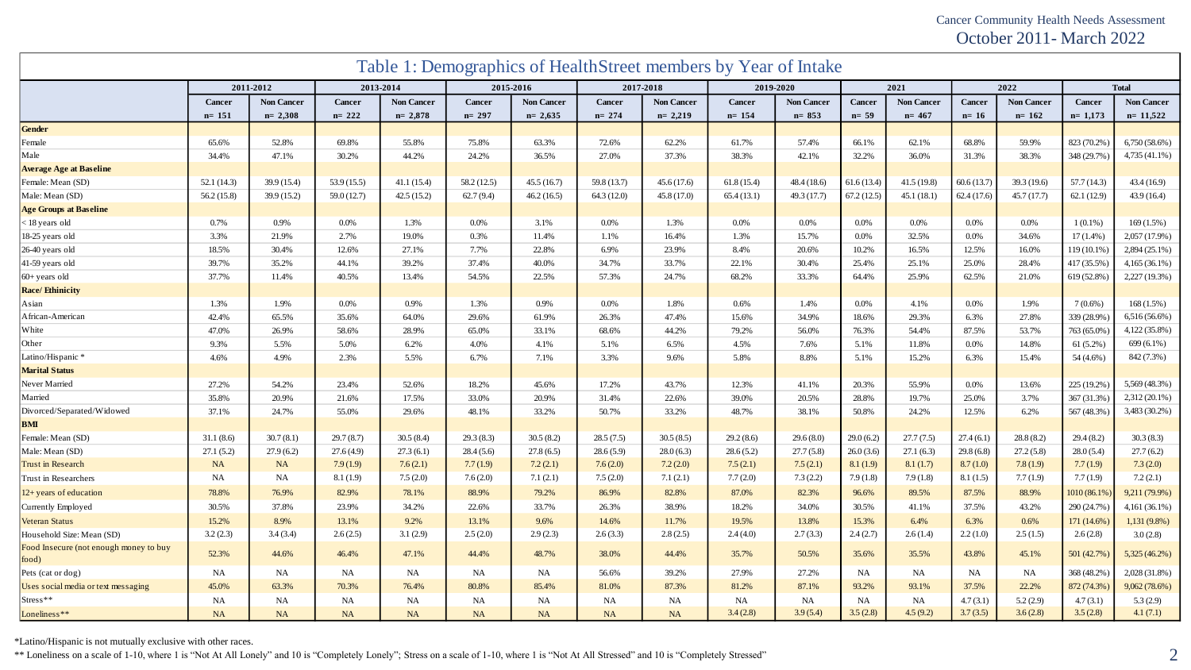# Table 1: Demographics of HealthStreet members by Year of Intake

| | 2011-2012 | | 2013-2014 | | 2015-2016 | | 2017-2018 | | 2019-2020 | | 2021 | | 2022 | | Total | |
|---|---|---|---|---|---|---|---|---|---|---|---|---|---|---|---|---|
| | Cancer | Non Cancer | Cancer | Non Cancer | Cancer | Non Cancer | Cancer | Non Cancer | Cancer | Non Cancer | Cancer | Non Cancer | Cancer | Non Cancer | Cancer | Non Cancer |
| | n= 151 | n= 2,308 | n= 222 | n= 2,878 | n= 297 | n= 2,635 | n= 274 | n= 2,219 | n= 154 | n= 853 | n= 59 | n= 467 | n= 16 | n= 162 | n= 1,173 | n= 11,522 |
| **Gender** | | | | | | | | | | | | | | | | |
| Female | 65.6% | 52.8% | 69.8% | 55.8% | 75.8% | 63.3% | 72.6% | 62.2% | 61.7% | 57.4% | 66.1% | 62.1% | 68.8% | 59.9% | 823 (70.2%) | 6,750 (58.6%) |
| Male | 34.4% | 47.1% | 30.2% | 44.2% | 24.2% | 36.5% | 27.0% | 37.3% | 38.3% | 42.1% | 32.2% | 36.0% | 31.3% | 38.3% | 348 (29.7%) | 4,735 (41.1%) |
| **Average Age at Baseline** | | | | | | | | | | | | | | | | |
| Female: Mean (SD) | 52.1 (14.3) | 39.9 (15.4) | 53.9 (15.5) | 41.1 (15.4) | 58.2 (12.5) | 45.5 (16.7) | 59.8 (13.7) | 45.6 (17.6) | 61.8 (15.4) | 48.4 (18.6) | 61.6 (13.4) | 41.5 (19.8) | 60.6 (13.7) | 39.3 (19.6) | 57.7 (14.3) | 43.4 (16.9) |
| Male: Mean (SD) | 56.2 (15.8) | 39.9 (15.2) | 59.0 (12.7) | 42.5 (15.2) | 62.7 (9.4) | 46.2 (16.5) | 64.3 (12.0) | 45.8 (17.0) | 65.4 (13.1) | 49.3 (17.7) | 67.2 (12.5) | 45.1 (18.1) | 62.4 (17.6) | 45.7 (17.7) | 62.1 (12.9) | 43.9 (16.4) |
| **Age Groups at Baseline** | | | | | | | | | | | | | | | | |
| < 18 years old | 0.7% | 0.9% | 0.0% | 1.3% | 0.0% | 3.1% | 0.0% | 1.3% | 0.0% | 0.0% | 0.0% | 0.0% | 0.0% | 0.0% | 1 (0.1%) | 169 (1.5%) |
| 18-25 years old | 3.3% | 21.9% | 2.7% | 19.0% | 0.3% | 11.4% | 1.1% | 16.4% | 1.3% | 15.7% | 0.0% | 32.5% | 0.0% | 34.6% | 17 (1.4%) | 2,057 (17.9%) |
| 26-40 years old | 18.5% | 30.4% | 12.6% | 27.1% | 7.7% | 22.8% | 6.9% | 23.9% | 8.4% | 20.6% | 10.2% | 16.5% | 12.5% | 16.0% | 119 (10.1%) | 2,894 (25.1%) |
| 41-59 years old | 39.7% | 35.2% | 44.1% | 39.2% | 37.4% | 40.0% | 34.7% | 33.7% | 22.1% | 30.4% | 25.4% | 25.1% | 25.0% | 28.4% | 417 (35.5%) | 4,165 (36.1%) |
| 60+ years old | 37.7% | 11.4% | 40.5% | 13.4% | 54.5% | 22.5% | 57.3% | 24.7% | 68.2% | 33.3% | 64.4% | 25.9% | 62.5% | 21.0% | 619 (52.8%) | 2,227 (19.3%) |
| **Race/ Ethinicity** | | | | | | | | | | | | | | | | |
| Asian | 1.3% | 1.9% | 0.0% | 0.9% | 1.3% | 0.9% | 0.0% | 1.8% | 0.6% | 1.4% | 0.0% | 4.1% | 0.0% | 1.9% | 7 (0.6%) | 168 (1.5%) |
| African-American | 42.4% | 65.5% | 35.6% | 64.0% | 29.6% | 61.9% | 26.3% | 47.4% | 15.6% | 34.9% | 18.6% | 29.3% | 6.3% | 27.8% | 339 (28.9%) | 6,516 (56.6%) |
| White | 47.0% | 26.9% | 58.6% | 28.9% | 65.0% | 33.1% | 68.6% | 44.2% | 79.2% | 56.0% | 76.3% | 54.4% | 87.5% | 53.7% | 763 (65.0%) | 4,122 (35.8%) |
| Other | 9.3% | 5.5% | 5.0% | 6.2% | 4.0% | 4.1% | 5.1% | 6.5% | 4.5% | 7.6% | 5.1% | 11.8% | 0.0% | 14.8% | 61 (5.2%) | 699 (6.1%) |
| Latino/Hispanic * | 4.6% | 4.9% | 2.3% | 5.5% | 6.7% | 7.1% | 3.3% | 9.6% | 5.8% | 8.8% | 5.1% | 15.2% | 6.3% | 15.4% | 54 (4.6%) | 842 (7.3%) |
| **Marital Status** | | | | | | | | | | | | | | | | |
| Never Married | 27.2% | 54.2% | 23.4% | 52.6% | 18.2% | 45.6% | 17.2% | 43.7% | 12.3% | 41.1% | 20.3% | 55.9% | 0.0% | 13.6% | 225 (19.2%) | 5,569 (48.3%) |
| Married | 35.8% | 20.9% | 21.6% | 17.5% | 33.0% | 20.9% | 31.4% | 22.6% | 39.0% | 20.5% | 28.8% | 19.7% | 25.0% | 3.7% | 367 (31.3%) | 2,312 (20.1%) |
| Divorced/Separated/Widowed | 37.1% | 24.7% | 55.0% | 29.6% | 48.1% | 33.2% | 50.7% | 33.2% | 48.7% | 38.1% | 50.8% | 24.2% | 12.5% | 6.2% | 567 (48.3%) | 3,483 (30.2%) |
| **BMI** | | | | | | | | | | | | | | | | |
| Female: Mean (SD) | 31.1 (8.6) | 30.7 (8.1) | 29.7 (8.7) | 30.5 (8.4) | 29.3 (8.3) | 30.5 (8.2) | 28.5 (7.5) | 30.5 (8.5) | 29.2 (8.6) | 29.6 (8.0) | 29.0 (6.2) | 27.7 (7.5) | 27.4 (6.1) | 28.8 (8.2) | 29.4 (8.2) | 30.3 (8.3) |
| Male: Mean (SD) | 27.1 (5.2) | 27.9 (6.2) | 27.6 (4.9) | 27.3 (6.1) | 28.4 (5.6) | 27.8 (6.5) | 28.6 (5.9) | 28.0 (6.3) | 28.6 (5.2) | 27.7 (5.8) | 26.0 (3.6) | 27.1 (6.3) | 29.8 (6.8) | 27.2 (5.8) | 28.0 (5.4) | 27.7 (6.2) |
| Trust in Research | NA | NA | 7.9 (1.9) | 7.6 (2.1) | 7.7 (1.9) | 7.2 (2.1) | 7.6 (2.0) | 7.2 (2.0) | 7.5 (2.1) | 7.5 (2.1) | 8.1 (1.9) | 8.1 (1.7) | 8.7 (1.0) | 7.8 (1.9) | 7.7 (1.9) | 7.3 (2.0) |
| Trust in Researchers | NA | NA | 8.1 (1.9) | 7.5 (2.0) | 7.6 (2.0) | 7.1 (2.1) | 7.5 (2.0) | 7.1 (2.1) | 7.7 (2.0) | 7.3 (2.2) | 7.9 (1.8) | 7.9 (1.8) | 8.1 (1.5) | 7.7 (1.9) | 7.7 (1.9) | 7.2 (2.1) |
| 12+ years of education | 78.8% | 76.9% | 82.9% | 78.1% | 88.9% | 79.2% | 86.9% | 82.8% | 87.0% | 82.3% | 96.6% | 89.5% | 87.5% | 88.9% | 1010 (86.1%) | 9,211 (79.9%) |
| Currently Employed | 30.5% | 37.8% | 23.9% | 34.2% | 22.6% | 33.7% | 26.3% | 38.9% | 18.2% | 34.0% | 30.5% | 41.1% | 37.5% | 43.2% | 290 (24.7%) | 4,161 (36.1%) |
| Veteran Status | 15.2% | 8.9% | 13.1% | 9.2% | 13.1% | 9.6% | 14.6% | 11.7% | 19.5% | 13.8% | 15.3% | 6.4% | 6.3% | 0.6% | 171 (14.6%) | 1,131 (9.8%) |
| Household Size: Mean (SD) | 3.2 (2.3) | 3.4 (3.4) | 2.6 (2.5) | 3.1 (2.9) | 2.5 (2.0) | 2.9 (2.3) | 2.6 (3.3) | 2.8 (2.5) | 2.4 (4.0) | 2.7 (3.3) | 2.4 (2.7) | 2.6 (1.4) | 2.2 (1.0) | 2.5 (1.5) | 2.6 (2.8) | 3.0 (2.8) |
| Food Insecure (not enough money to buy food) | 52.3% | 44.6% | 46.4% | 47.1% | 44.4% | 48.7% | 38.0% | 44.4% | 35.7% | 50.5% | 35.6% | 35.5% | 43.8% | 45.1% | 501 (42.7%) | 5,325 (46.2%) |
| Pets (cat or dog) | NA | NA | NA | NA | NA | NA | 56.6% | 39.2% | 27.9% | 27.2% | NA | NA | NA | NA | 368 (48.2%) | 2,028 (31.8%) |
| Uses social media or text messaging | 45.0% | 63.3% | 70.3% | 76.4% | 80.8% | 85.4% | 81.0% | 87.3% | 81.2% | 87.1% | 93.2% | 93.1% | 37.5% | 22.2% | 872 (74.3%) | 9,062 (78.6%) |
| Stress** | NA | NA | NA | NA | NA | NA | NA | NA | NA | NA | NA | NA | 4.7 (3.1) | 5.2 (2.9) | 4.7 (3.1) | 5.3 (2.9) |
| Loneliness** | NA | NA | NA | NA | NA | NA | NA | NA | 3.4 (2.8) | 3.9 (5.4) | 3.5 (2.8) | 4.5 (9.2) | 3.7 (3.5) | 3.6 (2.8) | 3.5 (2.8) | 4.1 (7.1) |

*Latino/Hispanic is not mutually exclusive with other races.

** Loneliness on a scale of 1-10, where 1 is "Not At All Lonely" and 10 is "Completely Lonely"; Stress on a scale of 1-10, where 1 is "Not At All Stressed" and 10 is "Completely Stressed"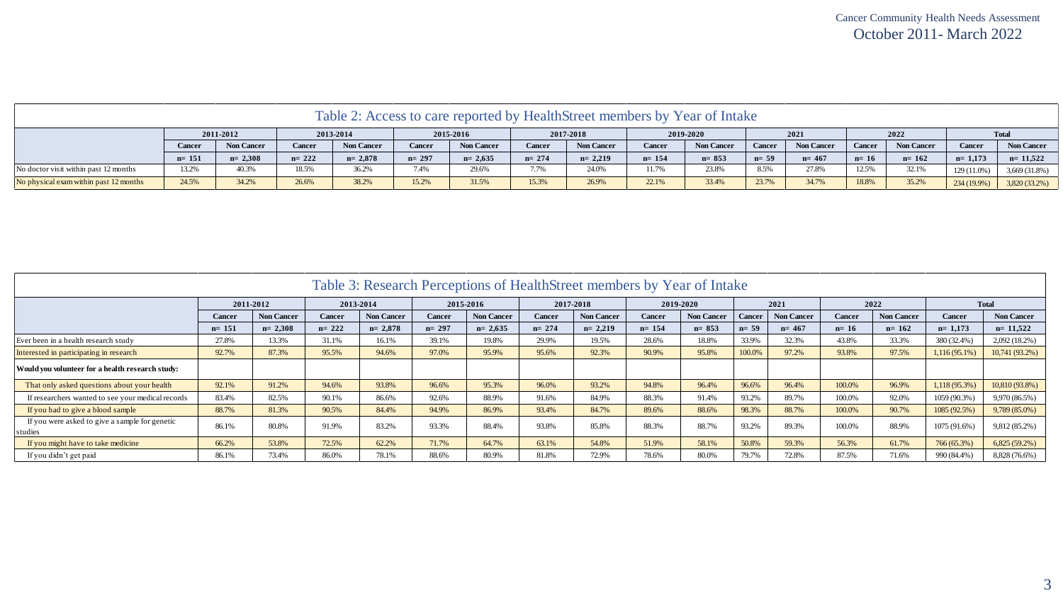## Table 2: Access to care reported by HealthStreet members by Year of Intake

| | 2011-2012 | | 2013-2014 | | 2015-2016 | | 2017-2018 | | 2019-2020 | | 2021 | | 2022 | | Total | |
|---|---|---|---|---|---|---|---|---|---|---|---|---|---|---|---|---|
| | Cancer | Non Cancer | Cancer | Non Cancer | Cancer | Non Cancer | Cancer | Non Cancer | Cancer | Non Cancer | Cancer | Non Cancer | Cancer | Non Cancer | Cancer | Non Cancer |
| | n= 151 | n= 2,308 | n= 222 | n= 2,878 | n= 297 | n= 2,635 | n= 274 | n= 2,219 | n= 154 | n= 853 | n= 59 | n= 467 | n= 16 | n= 162 | n= 1,173 | n= 11,522 |
| No doctor visit within past 12 months | 13.2% | 40.3% | 18.5% | 36.2% | 7.4% | 29.6% | 7.7% | 24.0% | 11.7% | 23.8% | 8.5% | 27.8% | 12.5% | 32.1% | 129 (11.0%) | 3,669 (31.8%) |
| No physical exam within past 12 months | 24.5% | 34.2% | 26.6% | 38.2% | 15.2% | 31.5% | 15.3% | 26.9% | 22.1% | 33.4% | 23.7% | 34.7% | 18.8% | 35.2% | 234 (19.9%) | 3,820 (33.2%) |

## Table 3: Research Perceptions of HealthStreet members by Year of Intake

| | 2011-2012 | | 2013-2014 | | 2015-2016 | | 2017-2018 | | 2019-2020 | | 2021 | | 2022 | | Total | |
|---|---|---|---|---|---|---|---|---|---|---|---|---|---|---|---|---|
| | Cancer | Non Cancer | Cancer | Non Cancer | Cancer | Non Cancer | Cancer | Non Cancer | Cancer | Non Cancer | Cancer | Non Cancer | Cancer | Non Cancer | Cancer | Non Cancer |
| | n= 151 | n= 2,308 | n= 222 | n= 2,878 | n= 297 | n= 2,635 | n= 274 | n= 2,219 | n= 154 | n= 853 | n= 59 | n= 467 | n= 16 | n= 162 | n= 1,173 | n= 11,522 |
| Ever been in a health research study | 27.8% | 13.3% | 31.1% | 16.1% | 39.1% | 19.8% | 29.9% | 19.5% | 28.6% | 18.8% | 33.9% | 32.3% | 43.8% | 33.3% | 380 (32.4%) | 2,092 (18.2%) |
| Interested in participating in research | 92.7% | 87.3% | 95.5% | 94.6% | 97.0% | 95.9% | 95.6% | 92.3% | 90.9% | 95.8% | 100.0% | 97.2% | 93.8% | 97.5% | 1,116 (95.1%) | 10,741 (93.2%) |
| **Would you volunteer for a health research study:** | | | | | | | | | | | | | | | | |
| That only asked questions about your health | 92.1% | 91.2% | 94.6% | 93.8% | 96.6% | 95.3% | 96.0% | 93.2% | 94.8% | 96.4% | 96.6% | 96.4% | 100.0% | 96.9% | 1,118 (95.3%) | 10,810 (93.8%) |
| If researchers wanted to see your medical records | 83.4% | 82.5% | 90.1% | 86.6% | 92.6% | 88.9% | 91.6% | 84.9% | 88.3% | 91.4% | 93.2% | 89.7% | 100.0% | 92.0% | 1059 (90.3%) | 9,970 (86.5%) |
| If you had to give a blood sample | 88.7% | 81.3% | 90.5% | 84.4% | 94.9% | 86.9% | 93.4% | 84.7% | 89.6% | 88.6% | 98.3% | 88.7% | 100.0% | 90.7% | 1085 (92.5%) | 9,789 (85.0%) |
| If you were asked to give a sample for genetic studies | 86.1% | 80.8% | 91.9% | 83.2% | 93.3% | 88.4% | 93.8% | 85.8% | 88.3% | 88.7% | 93.2% | 89.3% | 100.0% | 88.9% | 1075 (91.6%) | 9,812 (85.2%) |
| If you might have to take medicine | 66.2% | 53.8% | 72.5% | 62.2% | 71.7% | 64.7% | 63.1% | 54.8% | 51.9% | 58.1% | 50.8% | 59.3% | 56.3% | 61.7% | 766 (65.3%) | 6,825 (59.2%) |
| If you didn't get paid | 86.1% | 73.4% | 86.0% | 78.1% | 88.6% | 80.9% | 81.8% | 72.9% | 78.6% | 80.0% | 79.7% | 72.8% | 87.5% | 71.6% | 990 (84.4%) | 8,828 (76.6%) |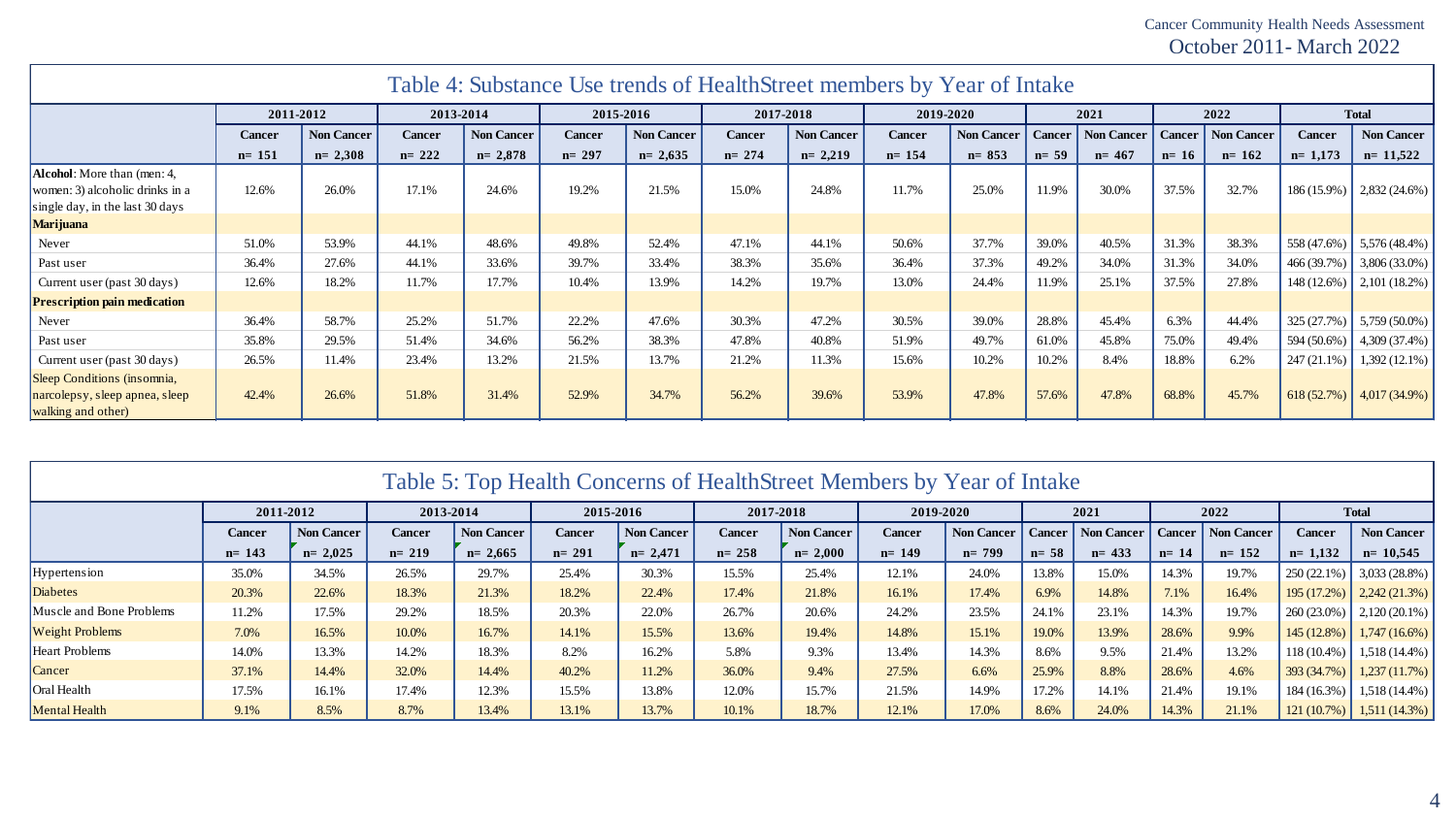## Table 4: Substance Use trends of HealthStreet members by Year of Intake

| | 2011-2012 | | 2013-2014 | | 2015-2016 | | 2017-2018 | | 2019-2020 | | 2021 | | 2022 | | Total | |
|---|---|---|---|---|---|---|---|---|---|---|---|---|---|---|---|---|
| | Cancer | Non Cancer | Cancer | Non Cancer | Cancer | Non Cancer | Cancer | Non Cancer | Cancer | Non Cancer | Cancer | Non Cancer | Cancer | Non Cancer | Cancer | Non Cancer |
| | n= 151 | n= 2,308 | n= 222 | n= 2,878 | n= 297 | n= 2,635 | n= 274 | n= 2,219 | n= 154 | n= 853 | n= 59 | n= 467 | n= 16 | n= 162 | n= 1,173 | n= 11,522 |
| **Alcohol**: More than (men: 4, women: 3) alcoholic drinks in a single day, in the last 30 days | 12.6% | 26.0% | 17.1% | 24.6% | 19.2% | 21.5% | 15.0% | 24.8% | 11.7% | 25.0% | 11.9% | 30.0% | 37.5% | 32.7% | 186 (15.9%) | 2,832 (24.6%) |
| **Marijuana** | | | | | | | | | | | | | | | | |
| Never | 51.0% | 53.9% | 44.1% | 48.6% | 49.8% | 52.4% | 47.1% | 44.1% | 50.6% | 37.7% | 39.0% | 40.5% | 31.3% | 38.3% | 558 (47.6%) | 5,576 (48.4%) |
| Past user | 36.4% | 27.6% | 44.1% | 33.6% | 39.7% | 33.4% | 38.3% | 35.6% | 36.4% | 37.3% | 49.2% | 34.0% | 31.3% | 34.0% | 466 (39.7%) | 3,806 (33.0%) |
| Current user (past 30 days) | 12.6% | 18.2% | 11.7% | 17.7% | 10.4% | 13.9% | 14.2% | 19.7% | 13.0% | 24.4% | 11.9% | 25.1% | 37.5% | 27.8% | 148 (12.6%) | 2,101 (18.2%) |
| **Prescription pain medication** | | | | | | | | | | | | | | | | |
| Never | 36.4% | 58.7% | 25.2% | 51.7% | 22.2% | 47.6% | 30.3% | 47.2% | 30.5% | 39.0% | 28.8% | 45.4% | 6.3% | 44.4% | 325 (27.7%) | 5,759 (50.0%) |
| Past user | 35.8% | 29.5% | 51.4% | 34.6% | 56.2% | 38.3% | 47.8% | 40.8% | 51.9% | 49.7% | 61.0% | 45.8% | 75.0% | 49.4% | 594 (50.6%) | 4,309 (37.4%) |
| Current user (past 30 days) | 26.5% | 11.4% | 23.4% | 13.2% | 21.5% | 13.7% | 21.2% | 11.3% | 15.6% | 10.2% | 10.2% | 8.4% | 18.8% | 6.2% | 247 (21.1%) | 1,392 (12.1%) |
| Sleep Conditions (insomnia, narcolepsy, sleep apnea, sleep walking and other) | 42.4% | 26.6% | 51.8% | 31.4% | 52.9% | 34.7% | 56.2% | 39.6% | 53.9% | 47.8% | 57.6% | 47.8% | 68.8% | 45.7% | 618 (52.7%) | 4,017 (34.9%) |

## Table 5: Top Health Concerns of HealthStreet Members by Year of Intake

| | 2011-2012 | | 2013-2014 | | 2015-2016 | | 2017-2018 | | 2019-2020 | | 2021 | | 2022 | | Total | |
|---|---|---|---|---|---|---|---|---|---|---|---|---|---|---|---|---|
| | Cancer | Non Cancer | Cancer | Non Cancer | Cancer | Non Cancer | Cancer | Non Cancer | Cancer | Non Cancer | Cancer | Non Cancer | Cancer | Non Cancer | Cancer | Non Cancer |
| | n= 143 | n= 2,025 | n= 219 | n= 2,665 | n= 291 | n= 2,471 | n= 258 | n= 2,000 | n= 149 | n= 799 | n= 58 | n= 433 | n= 14 | n= 152 | n= 1,132 | n= 10,545 |
| Hypertension | 35.0% | 34.5% | 26.5% | 29.7% | 25.4% | 30.3% | 15.5% | 25.4% | 12.1% | 24.0% | 13.8% | 15.0% | 14.3% | 19.7% | 250 (22.1%) | 3,033 (28.8%) |
| Diabetes | 20.3% | 22.6% | 18.3% | 21.3% | 18.2% | 22.4% | 17.4% | 21.8% | 16.1% | 17.4% | 6.9% | 14.8% | 7.1% | 16.4% | 195 (17.2%) | 2,242 (21.3%) |
| Muscle and Bone Problems | 11.2% | 17.5% | 29.2% | 18.5% | 20.3% | 22.0% | 26.7% | 20.6% | 24.2% | 23.5% | 24.1% | 23.1% | 14.3% | 19.7% | 260 (23.0%) | 2,120 (20.1%) |
| Weight Problems | 7.0% | 16.5% | 10.0% | 16.7% | 14.1% | 15.5% | 13.6% | 19.4% | 14.8% | 15.1% | 19.0% | 13.9% | 28.6% | 9.9% | 145 (12.8%) | 1,747 (16.6%) |
| Heart Problems | 14.0% | 13.3% | 14.2% | 18.3% | 8.2% | 16.2% | 5.8% | 9.3% | 13.4% | 14.3% | 8.6% | 9.5% | 21.4% | 13.2% | 118 (10.4%) | 1,518 (14.4%) |
| Cancer | 37.1% | 14.4% | 32.0% | 14.4% | 40.2% | 11.2% | 36.0% | 9.4% | 27.5% | 6.6% | 25.9% | 8.8% | 28.6% | 4.6% | 393 (34.7%) | 1,237 (11.7%) |
| Oral Health | 17.5% | 16.1% | 17.4% | 12.3% | 15.5% | 13.8% | 12.0% | 15.7% | 21.5% | 14.9% | 17.2% | 14.1% | 21.4% | 19.1% | 184 (16.3%) | 1,518 (14.4%) |
| Mental Health | 9.1% | 8.5% | 8.7% | 13.4% | 13.1% | 13.7% | 10.1% | 18.7% | 12.1% | 17.0% | 8.6% | 24.0% | 14.3% | 21.1% | 121 (10.7%) | 1,511 (14.3%) |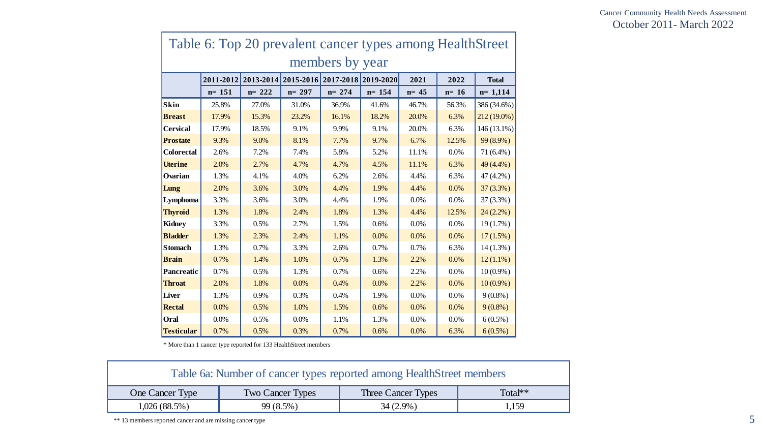## Table 6: Top 20 prevalent cancer types among HealthStreet members by year

| | 2011-2012 | 2013-2014 | 2015-2016 | 2017-2018 | 2019-2020 | 2021 | 2022 | Total |
|---|---|---|---|---|---|---|---|---|
| | n= 151 | n= 222 | n= 297 | n= 274 | n= 154 | n= 45 | n= 16 | n= 1,114 |
| **Skin** | 25.8% | 27.0% | 31.0% | 36.9% | 41.6% | 46.7% | 56.3% | 386 (34.6%) |
| **Breast** | 17.9% | 15.3% | 23.2% | 16.1% | 18.2% | 20.0% | 6.3% | 212 (19.0%) |
| **Cervical** | 17.9% | 18.5% | 9.1% | 9.9% | 9.1% | 20.0% | 6.3% | 146 (13.1%) |
| **Prostate** | 9.3% | 9.0% | 8.1% | 7.7% | 9.7% | 6.7% | 12.5% | 99 (8.9%) |
| **Colorectal** | 2.6% | 7.2% | 7.4% | 5.8% | 5.2% | 11.1% | 0.0% | 71 (6.4%) |
| **Uterine** | 2.0% | 2.7% | 4.7% | 4.7% | 4.5% | 11.1% | 6.3% | 49 (4.4%) |
| **Ovarian** | 1.3% | 4.1% | 4.0% | 6.2% | 2.6% | 4.4% | 6.3% | 47 (4.2%) |
| **Lung** | 2.0% | 3.6% | 3.0% | 4.4% | 1.9% | 4.4% | 0.0% | 37 (3.3%) |
| **Lymphoma** | 3.3% | 3.6% | 3.0% | 4.4% | 1.9% | 0.0% | 0.0% | 37 (3.3%) |
| **Thyroid** | 1.3% | 1.8% | 2.4% | 1.8% | 1.3% | 4.4% | 12.5% | 24 (2.2%) |
| **Kidney** | 3.3% | 0.5% | 2.7% | 1.5% | 0.6% | 0.0% | 0.0% | 19 (1.7%) |
| **Bladder** | 1.3% | 2.3% | 2.4% | 1.1% | 0.0% | 0.0% | 0.0% | 17 (1.5%) |
| **Stomach** | 1.3% | 0.7% | 3.3% | 2.6% | 0.7% | 0.7% | 6.3% | 14 (1.3%) |
| **Brain** | 0.7% | 1.4% | 1.0% | 0.7% | 1.3% | 2.2% | 0.0% | 12 (1.1%) |
| **Pancreatic** | 0.7% | 0.5% | 1.3% | 0.7% | 0.6% | 2.2% | 0.0% | 10 (0.9%) |
| **Throat** | 2.0% | 1.8% | 0.0% | 0.4% | 0.0% | 2.2% | 0.0% | 10 (0.9%) |
| **Liver** | 1.3% | 0.9% | 0.3% | 0.4% | 1.9% | 0.0% | 0.0% | 9 (0.8%) |
| **Rectal** | 0.0% | 0.5% | 1.0% | 1.5% | 0.6% | 0.0% | 0.0% | 9 (0.8%) |
| **Oral** | 0.0% | 0.5% | 0.0% | 1.1% | 1.3% | 0.0% | 0.0% | 6 (0.5%) |
| **Testicular** | 0.7% | 0.5% | 0.3% | 0.7% | 0.6% | 0.0% | 6.3% | 6 (0.5%) |

\* More than 1 cancer type reported for 133 HealthStreet members

## Table 6a: Number of cancer types reported among HealthStreet members

| One Cancer Type | Two Cancer Types | Three Cancer Types | Total** |
|---|---|---|---|
| 1,026 (88.5%) | 99 (8.5%) | 34 (2.9%) | 1,159 |

** 13 members reported cancer and are missing cancer type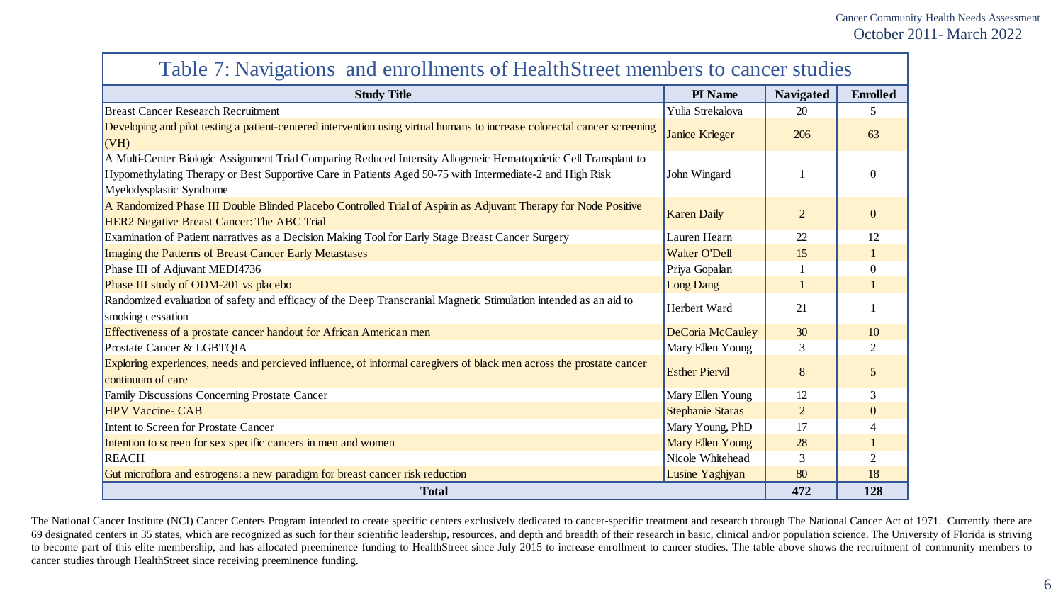## Table 7: Navigations and enrollments of HealthStreet members to cancer studies

| Study Title | PI Name | Navigated | Enrolled |
|---|---|---|---|
| Breast Cancer Research Recruitment | Yulia Strekalova | 20 | 5 |
| Developing and pilot testing a patient-centered intervention using virtual humans to increase colorectal cancer screening (VH) | Janice Krieger | 206 | 63 |
| A Multi-Center Biologic Assignment Trial Comparing Reduced Intensity Allogeneic Hematopoietic Cell Transplant to Hypomethylating Therapy or Best Supportive Care in Patients Aged 50-75 with Intermediate-2 and High Risk Myelodysplastic Syndrome | John Wingard | 1 | 0 |
| A Randomized Phase III Double Blinded Placebo Controlled Trial of Aspirin as Adjuvant Therapy for Node Positive HER2 Negative Breast Cancer: The ABC Trial | Karen Daily | 2 | 0 |
| Examination of Patient narratives as a Decision Making Tool for Early Stage Breast Cancer Surgery | Lauren Hearn | 22 | 12 |
| Imaging the Patterns of Breast Cancer Early Metastases | Walter O'Dell | 15 | 1 |
| Phase III of Adjuvant MEDI4736 | Priya Gopalan | 1 | 0 |
| Phase III study of ODM-201 vs placebo | Long Dang | 1 | 1 |
| Randomized evaluation of safety and efficacy of the Deep Transcranial Magnetic Stimulation intended as an aid to smoking cessation | Herbert Ward | 21 | 1 |
| Effectiveness of a prostate cancer handout for African American men | DeCoria McCauley | 30 | 10 |
| Prostate Cancer & LGBTQIA | Mary Ellen Young | 3 | 2 |
| Exploring experiences, needs and percieved influence, of informal caregivers of black men across the prostate cancer continuum of care | Esther Piervil | 8 | 5 |
| Family Discussions Concerning Prostate Cancer | Mary Ellen Young | 12 | 3 |
| HPV Vaccine- CAB | Stephanie Staras | 2 | 0 |
| Intent to Screen for Prostate Cancer | Mary Young, PhD | 17 | 4 |
| Intention to screen for sex specific cancers in men and women | Mary Ellen Young | 28 | 1 |
| REACH | Nicole Whitehead | 3 | 2 |
| Gut microflora and estrogens: a new paradigm for breast cancer risk reduction | Lusine Yaghjyan | 80 | 18 |
| **Total** | | **472** | **128** |

The National Cancer Institute (NCI) Cancer Centers Program intended to create specific centers exclusively dedicated to cancer-specific treatment and research through The National Cancer Act of 1971. Currently there are 69 designated centers in 35 states, which are recognized as such for their scientific leadership, resources, and depth and breadth of their research in basic, clinical and/or population science. The University of Florida is striving to become part of this elite membership, and has allocated preeminence funding to HealthStreet since July 2015 to increase enrollment to cancer studies. The table above shows the recruitment of community members to cancer studies through HealthStreet since receiving preeminence funding.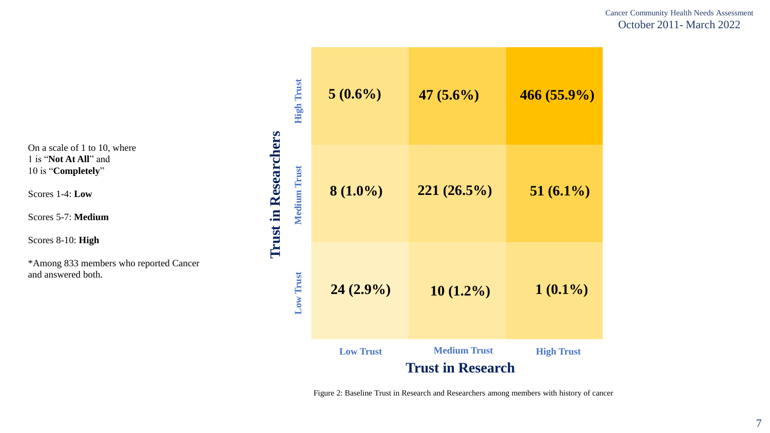On a scale of 1 to 10, where
1 is "**Not At All**" and
10 is "**Completely**"

Scores 1-4: **Low**

Scores 5-7: **Medium**

Scores 8-10: **High**

*Among 833 members who reported Cancer and answered both.

| Trust in Researchers \ Trust in Research | Low Trust | Medium Trust | High Trust |
|---|---|---|---|
| **High Trust** | 5 (0.6%) | 47 (5.6%) | 466 (55.9%) |
| **Medium Trust** | 8 (1.0%) | 221 (26.5%) | 51 (6.1%) |
| **Low Trust** | 24 (2.9%) | 10 (1.2%) | 1 (0.1%) |

Figure 2: Baseline Trust in Research and Researchers among members with history of cancer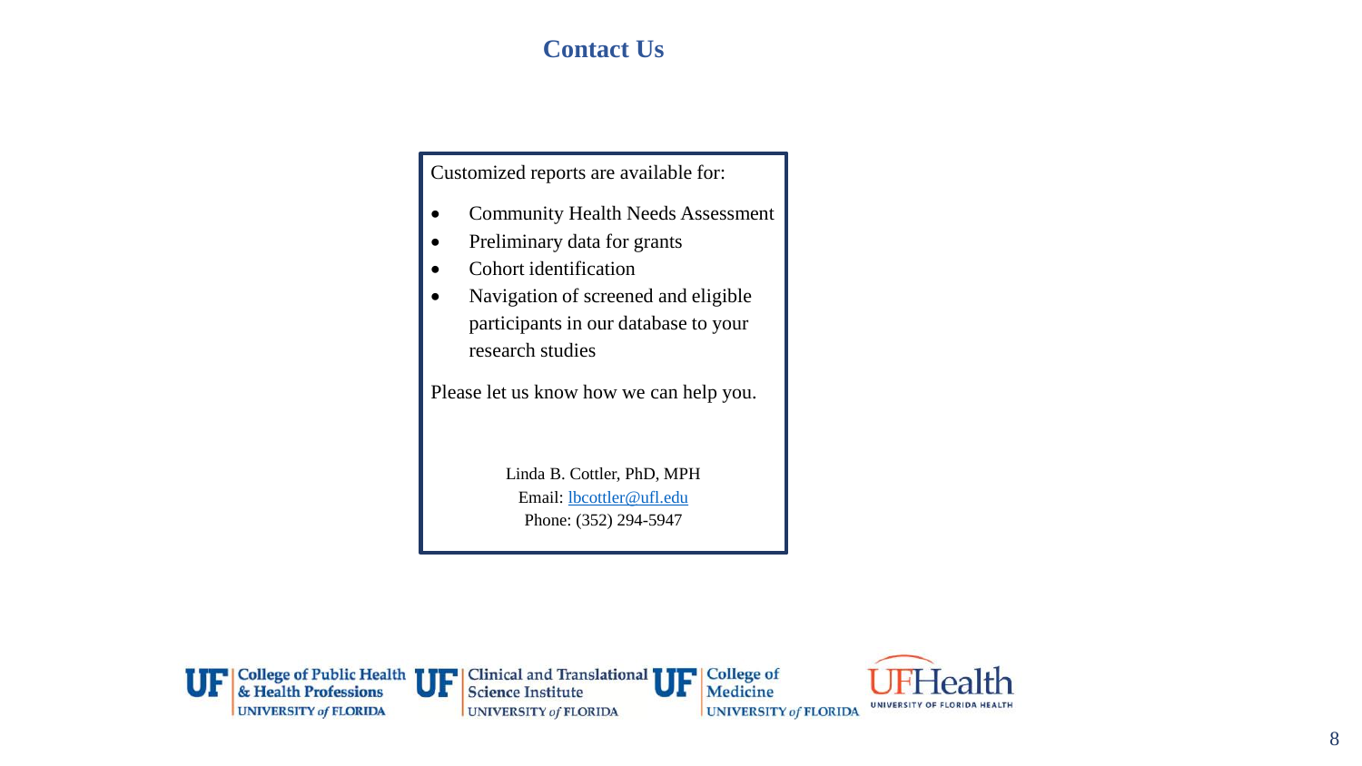# Contact Us

Customized reports are available for:

- Community Health Needs Assessment
- Preliminary data for grants
- Cohort identification
- Navigation of screened and eligible participants in our database to your research studies

Please let us know how we can help you.

Linda B. Cottler, PhD, MPH
Email: lbcottler@ufl.edu
Phone: (352) 294-5947

UF College of Public Health & Health Professions UNIVERSITY of FLORIDA | UF Clinical and Translational Science Institute UNIVERSITY of FLORIDA | UF College of Medicine UNIVERSITY of FLORIDA | UFHealth UNIVERSITY OF FLORIDA HEALTH